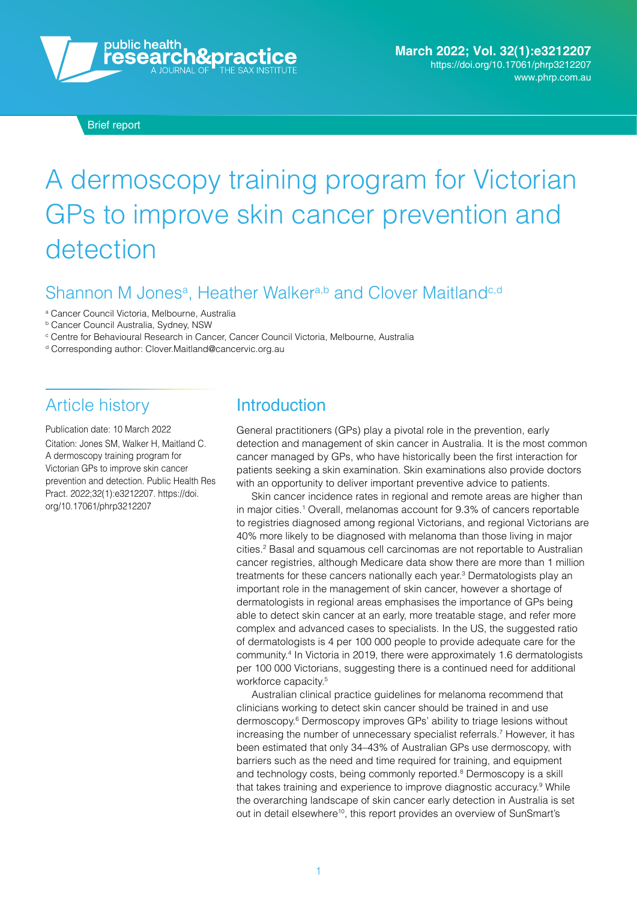Brief report

# A dermoscopy training program for Victorian GPs to improve skin cancer prevention and detection

## Shannon M Jones[a], Heather Walker[a,b] and Clover Maitland[c,d]

[a] Cancer Council Victoria, Melbourne, Australia
[b] Cancer Council Australia, Sydney, NSW
[c] Centre for Behavioural Research in Cancer, Cancer Council Victoria, Melbourne, Australia
[d] Corresponding author: Clover.Maitland@cancervic.org.au

## Article history

Publication date: 10 March 2022

Citation: Jones SM, Walker H, Maitland C. A dermoscopy training program for Victorian GPs to improve skin cancer prevention and detection. Public Health Res Pract. 2022;32(1):e3212207. https://doi.org/10.17061/phrp3212207

## Introduction

General practitioners (GPs) play a pivotal role in the prevention, early detection and management of skin cancer in Australia. It is the most common cancer managed by GPs, who have historically been the first interaction for patients seeking a skin examination. Skin examinations also provide doctors with an opportunity to deliver important preventive advice to patients.

Skin cancer incidence rates in regional and remote areas are higher than in major cities.[1] Overall, melanomas account for 9.3% of cancers reportable to registries diagnosed among regional Victorians, and regional Victorians are 40% more likely to be diagnosed with melanoma than those living in major cities.[2] Basal and squamous cell carcinomas are not reportable to Australian cancer registries, although Medicare data show there are more than 1 million treatments for these cancers nationally each year.[3] Dermatologists play an important role in the management of skin cancer, however a shortage of dermatologists in regional areas emphasises the importance of GPs being able to detect skin cancer at an early, more treatable stage, and refer more complex and advanced cases to specialists. In the US, the suggested ratio of dermatologists is 4 per 100 000 people to provide adequate care for the community.[4] In Victoria in 2019, there were approximately 1.6 dermatologists per 100 000 Victorians, suggesting there is a continued need for additional workforce capacity.[5]

Australian clinical practice guidelines for melanoma recommend that clinicians working to detect skin cancer should be trained in and use dermoscopy.[6] Dermoscopy improves GPs' ability to triage lesions without increasing the number of unnecessary specialist referrals.[7] However, it has been estimated that only 34–43% of Australian GPs use dermoscopy, with barriers such as the need and time required for training, and equipment and technology costs, being commonly reported.[8] Dermoscopy is a skill that takes training and experience to improve diagnostic accuracy.[9] While the overarching landscape of skin cancer early detection in Australia is set out in detail elsewhere[10], this report provides an overview of SunSmart's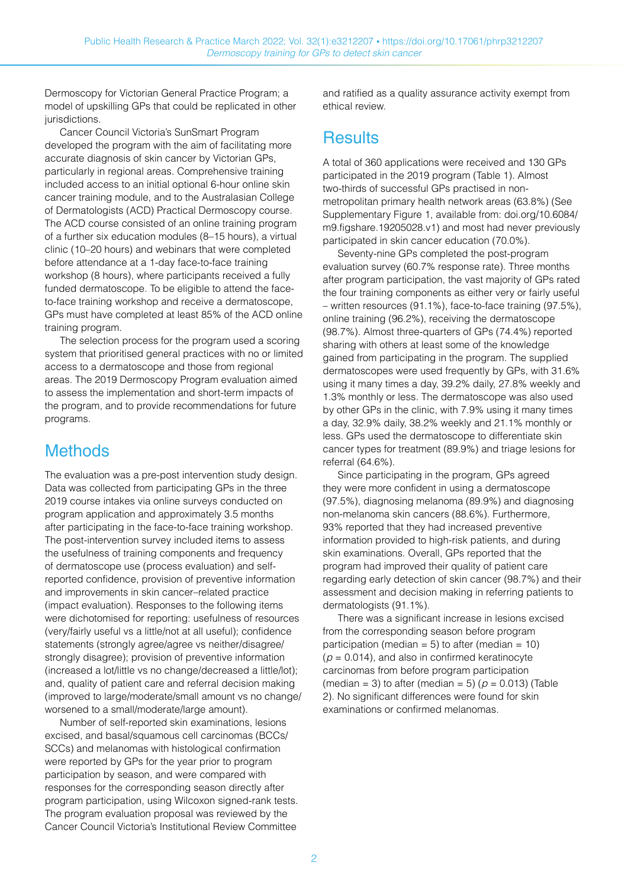Dermoscopy for Victorian General Practice Program; a model of upskilling GPs that could be replicated in other jurisdictions.

Cancer Council Victoria's SunSmart Program developed the program with the aim of facilitating more accurate diagnosis of skin cancer by Victorian GPs, particularly in regional areas. Comprehensive training included access to an initial optional 6-hour online skin cancer training module, and to the Australasian College of Dermatologists (ACD) Practical Dermoscopy course. The ACD course consisted of an online training program of a further six education modules (8–15 hours), a virtual clinic (10–20 hours) and webinars that were completed before attendance at a 1-day face-to-face training workshop (8 hours), where participants received a fully funded dermatoscope. To be eligible to attend the face-to-face training workshop and receive a dermatoscope, GPs must have completed at least 85% of the ACD online training program.

The selection process for the program used a scoring system that prioritised general practices with no or limited access to a dermatoscope and those from regional areas. The 2019 Dermoscopy Program evaluation aimed to assess the implementation and short-term impacts of the program, and to provide recommendations for future programs.

## Methods

The evaluation was a pre-post intervention study design. Data was collected from participating GPs in the three 2019 course intakes via online surveys conducted on program application and approximately 3.5 months after participating in the face-to-face training workshop. The post-intervention survey included items to assess the usefulness of training components and frequency of dermatoscope use (process evaluation) and self-reported confidence, provision of preventive information and improvements in skin cancer–related practice (impact evaluation). Responses to the following items were dichotomised for reporting: usefulness of resources (very/fairly useful vs a little/not at all useful); confidence statements (strongly agree/agree vs neither/disagree/strongly disagree); provision of preventive information (increased a lot/little vs no change/decreased a little/lot); and, quality of patient care and referral decision making (improved to large/moderate/small amount vs no change/worsened to a small/moderate/large amount).

Number of self-reported skin examinations, lesions excised, and basal/squamous cell carcinomas (BCCs/SCCs) and melanomas with histological confirmation were reported by GPs for the year prior to program participation by season, and were compared with responses for the corresponding season directly after program participation, using Wilcoxon signed-rank tests. The program evaluation proposal was reviewed by the Cancer Council Victoria's Institutional Review Committee and ratified as a quality assurance activity exempt from ethical review.

## Results

A total of 360 applications were received and 130 GPs participated in the 2019 program (Table 1). Almost two-thirds of successful GPs practised in non-metropolitan primary health network areas (63.8%) (See Supplementary Figure 1, available from: doi.org/10.6084/m9.figshare.19205028.v1) and most had never previously participated in skin cancer education (70.0%).

Seventy-nine GPs completed the post-program evaluation survey (60.7% response rate). Three months after program participation, the vast majority of GPs rated the four training components as either very or fairly useful – written resources (91.1%), face-to-face training (97.5%), online training (96.2%), receiving the dermatoscope (98.7%). Almost three-quarters of GPs (74.4%) reported sharing with others at least some of the knowledge gained from participating in the program. The supplied dermatoscopes were used frequently by GPs, with 31.6% using it many times a day, 39.2% daily, 27.8% weekly and 1.3% monthly or less. The dermatoscope was also used by other GPs in the clinic, with 7.9% using it many times a day, 32.9% daily, 38.2% weekly and 21.1% monthly or less. GPs used the dermatoscope to differentiate skin cancer types for treatment (89.9%) and triage lesions for referral (64.6%).

Since participating in the program, GPs agreed they were more confident in using a dermatoscope (97.5%), diagnosing melanoma (89.9%) and diagnosing non-melanoma skin cancers (88.6%). Furthermore, 93% reported that they had increased preventive information provided to high-risk patients, and during skin examinations. Overall, GPs reported that the program had improved their quality of patient care regarding early detection of skin cancer (98.7%) and their assessment and decision making in referring patients to dermatologists (91.1%).

There was a significant increase in lesions excised from the corresponding season before program participation (median = 5) to after (median = 10) ($p = 0.014$), and also in confirmed keratinocyte carcinomas from before program participation (median = 3) to after (median = 5) ($p = 0.013$) (Table 2). No significant differences were found for skin examinations or confirmed melanomas.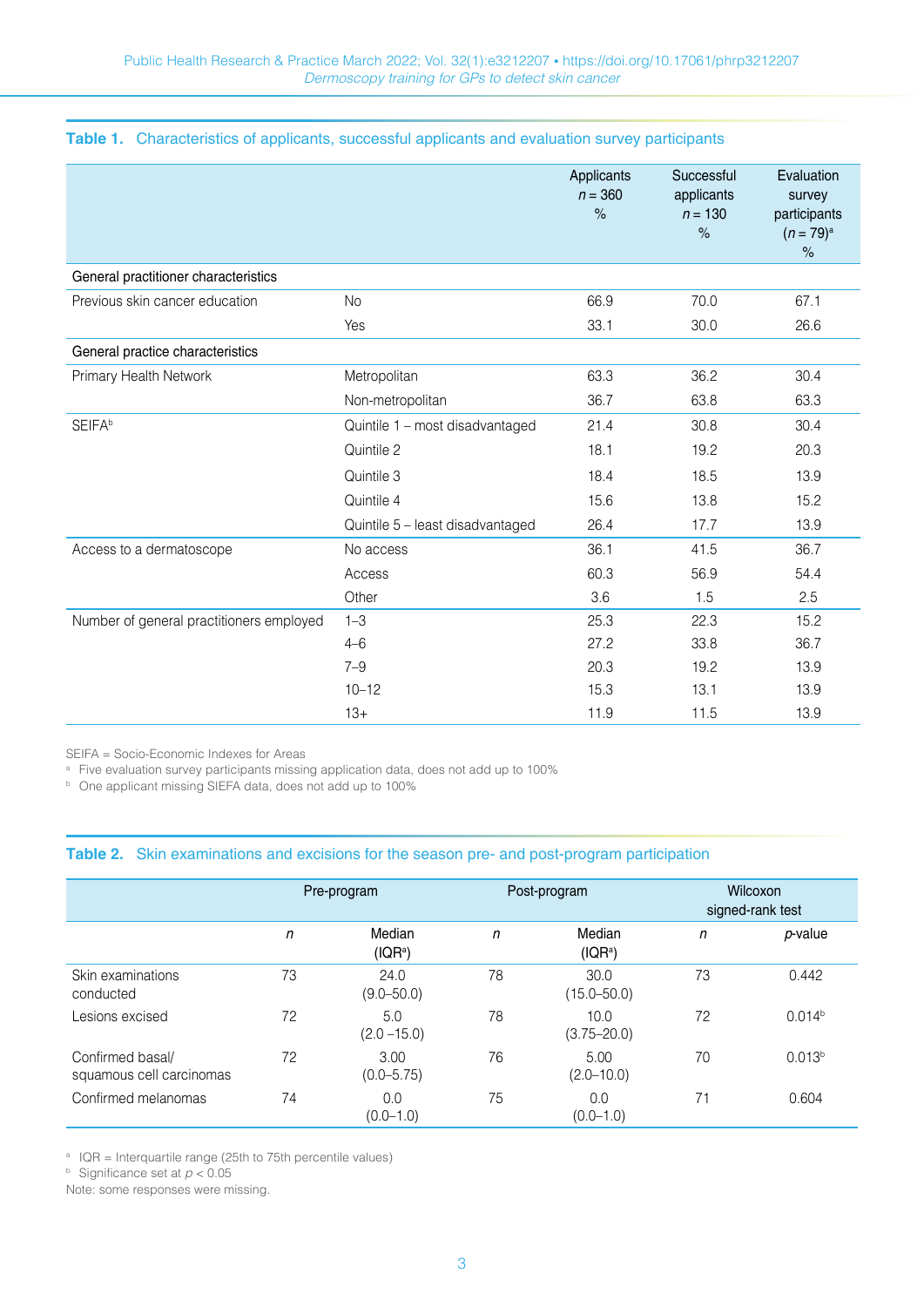**Table 1. Characteristics of applicants, successful applicants and evaluation survey participants**

| | | Applicants $n$ = 360 % | Successful applicants $n$ = 130 % | Evaluation survey participants ($n$ = 79)[a] % |
|---|---|---|---|---|
| **General practitioner characteristics** | | | | |
| Previous skin cancer education | No | 66.9 | 70.0 | 67.1 |
| | Yes | 33.1 | 30.0 | 26.6 |
| **General practice characteristics** | | | | |
| Primary Health Network | Metropolitan | 63.3 | 36.2 | 30.4 |
| | Non-metropolitan | 36.7 | 63.8 | 63.3 |
| SEIFA[b] | Quintile 1 – most disadvantaged | 21.4 | 30.8 | 30.4 |
| | Quintile 2 | 18.1 | 19.2 | 20.3 |
| | Quintile 3 | 18.4 | 18.5 | 13.9 |
| | Quintile 4 | 15.6 | 13.8 | 15.2 |
| | Quintile 5 – least disadvantaged | 26.4 | 17.7 | 13.9 |
| Access to a dermatoscope | No access | 36.1 | 41.5 | 36.7 |
| | Access | 60.3 | 56.9 | 54.4 |
| | Other | 3.6 | 1.5 | 2.5 |
| Number of general practitioners employed | 1–3 | 25.3 | 22.3 | 15.2 |
| | 4–6 | 27.2 | 33.8 | 36.7 |
| | 7–9 | 20.3 | 19.2 | 13.9 |
| | 10–12 | 15.3 | 13.1 | 13.9 |
| | 13+ | 11.9 | 11.5 | 13.9 |

SEIFA = Socio-Economic Indexes for Areas

[a] Five evaluation survey participants missing application data, does not add up to 100%

[b] One applicant missing SIEFA data, does not add up to 100%

**Table 2. Skin examinations and excisions for the season pre- and post-program participation**

| | Pre-program | | Post-program | | Wilcoxon signed-rank test | |
|---|---|---|---|---|---|---|
| | $n$ | Median (IQR[a]) | $n$ | Median (IQR[a]) | $n$ | $p$-value |
| Skin examinations conducted | 73 | 24.0 (9.0–50.0) | 78 | 30.0 (15.0–50.0) | 73 | 0.442 |
| Lesions excised | 72 | 5.0 (2.0 –15.0) | 78 | 10.0 (3.75–20.0) | 72 | 0.014[b] |
| Confirmed basal/ squamous cell carcinomas | 72 | 3.00 (0.0–5.75) | 76 | 5.00 (2.0–10.0) | 70 | 0.013[b] |
| Confirmed melanomas | 74 | 0.0 (0.0–1.0) | 75 | 0.0 (0.0–1.0) | 71 | 0.604 |

[a] IQR = Interquartile range (25th to 75th percentile values)

[b] Significance set at $p < 0.05$

Note: some responses were missing.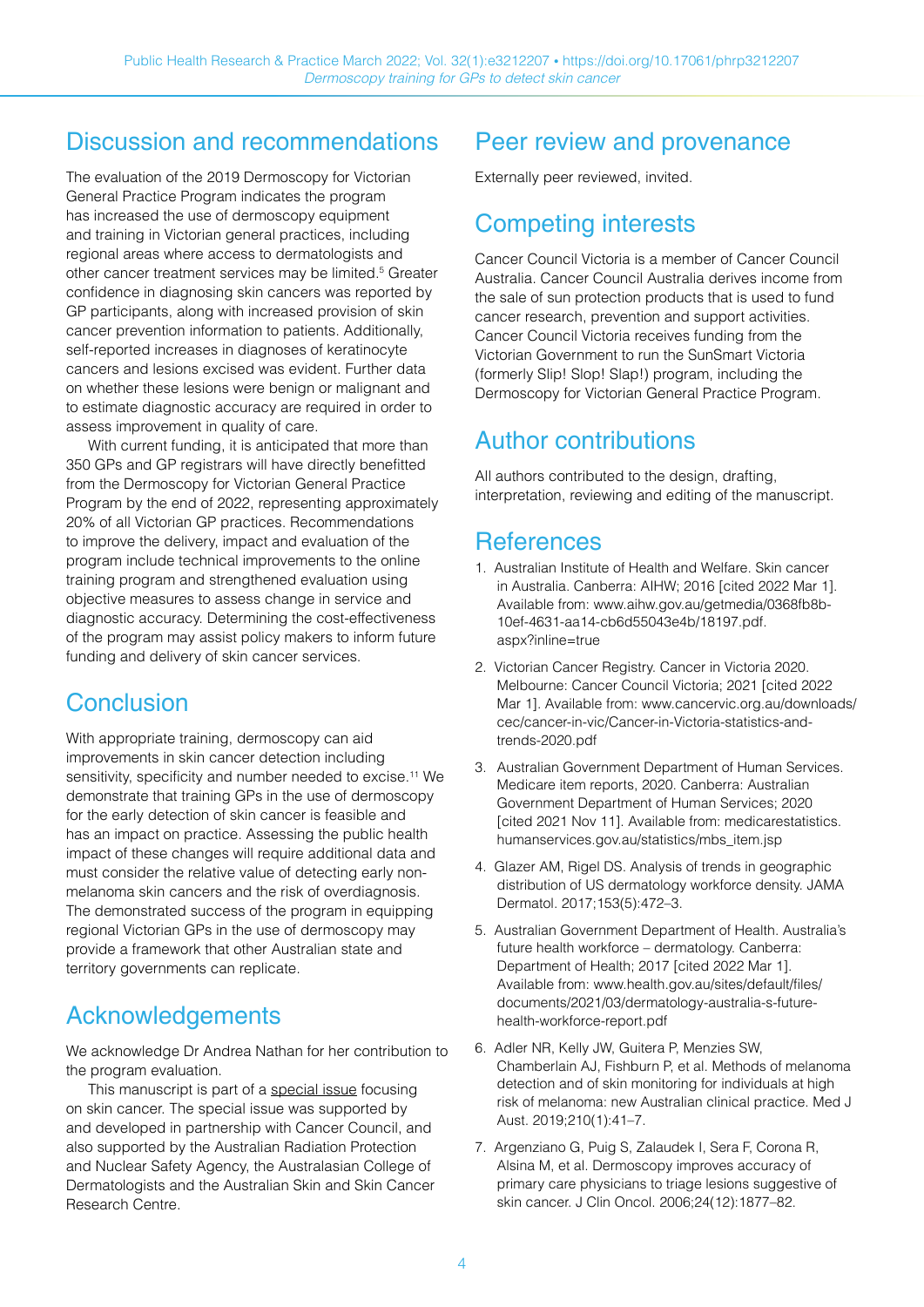## Discussion and recommendations

The evaluation of the 2019 Dermoscopy for Victorian General Practice Program indicates the program has increased the use of dermoscopy equipment and training in Victorian general practices, including regional areas where access to dermatologists and other cancer treatment services may be limited.[5] Greater confidence in diagnosing skin cancers was reported by GP participants, along with increased provision of skin cancer prevention information to patients. Additionally, self-reported increases in diagnoses of keratinocyte cancers and lesions excised was evident. Further data on whether these lesions were benign or malignant and to estimate diagnostic accuracy are required in order to assess improvement in quality of care.

With current funding, it is anticipated that more than 350 GPs and GP registrars will have directly benefitted from the Dermoscopy for Victorian General Practice Program by the end of 2022, representing approximately 20% of all Victorian GP practices. Recommendations to improve the delivery, impact and evaluation of the program include technical improvements to the online training program and strengthened evaluation using objective measures to assess change in service and diagnostic accuracy. Determining the cost-effectiveness of the program may assist policy makers to inform future funding and delivery of skin cancer services.

## Conclusion

With appropriate training, dermoscopy can aid improvements in skin cancer detection including sensitivity, specificity and number needed to excise.[11] We demonstrate that training GPs in the use of dermoscopy for the early detection of skin cancer is feasible and has an impact on practice. Assessing the public health impact of these changes will require additional data and must consider the relative value of detecting early non-melanoma skin cancers and the risk of overdiagnosis. The demonstrated success of the program in equipping regional Victorian GPs in the use of dermoscopy may provide a framework that other Australian state and territory governments can replicate.

## Acknowledgements

We acknowledge Dr Andrea Nathan for her contribution to the program evaluation.

This manuscript is part of a special issue focusing on skin cancer. The special issue was supported by and developed in partnership with Cancer Council, and also supported by the Australian Radiation Protection and Nuclear Safety Agency, the Australasian College of Dermatologists and the Australian Skin and Skin Cancer Research Centre.

## Peer review and provenance

Externally peer reviewed, invited.

## Competing interests

Cancer Council Victoria is a member of Cancer Council Australia. Cancer Council Australia derives income from the sale of sun protection products that is used to fund cancer research, prevention and support activities. Cancer Council Victoria receives funding from the Victorian Government to run the SunSmart Victoria (formerly Slip! Slop! Slap!) program, including the Dermoscopy for Victorian General Practice Program.

## Author contributions

All authors contributed to the design, drafting, interpretation, reviewing and editing of the manuscript.

## References

1. Australian Institute of Health and Welfare. Skin cancer in Australia. Canberra: AIHW; 2016 [cited 2022 Mar 1]. Available from: www.aihw.gov.au/getmedia/0368fb8b-10ef-4631-aa14-cb6d55043e4b/18197.pdf.aspx?inline=true
2. Victorian Cancer Registry. Cancer in Victoria 2020. Melbourne: Cancer Council Victoria; 2021 [cited 2022 Mar 1]. Available from: www.cancervic.org.au/downloads/cec/cancer-in-vic/Cancer-in-Victoria-statistics-and-trends-2020.pdf
3. Australian Government Department of Human Services. Medicare item reports, 2020. Canberra: Australian Government Department of Human Services; 2020 [cited 2021 Nov 11]. Available from: medicarestatistics.humanservices.gov.au/statistics/mbs_item.jsp
4. Glazer AM, Rigel DS. Analysis of trends in geographic distribution of US dermatology workforce density. JAMA Dermatol. 2017;153(5):472–3.
5. Australian Government Department of Health. Australia's future health workforce – dermatology. Canberra: Department of Health; 2017 [cited 2022 Mar 1]. Available from: www.health.gov.au/sites/default/files/documents/2021/03/dermatology-australia-s-future-health-workforce-report.pdf
6. Adler NR, Kelly JW, Guitera P, Menzies SW, Chamberlain AJ, Fishburn P, et al. Methods of melanoma detection and of skin monitoring for individuals at high risk of melanoma: new Australian clinical practice. Med J Aust. 2019;210(1):41–7.
7. Argenziano G, Puig S, Zalaudek I, Sera F, Corona R, Alsina M, et al. Dermoscopy improves accuracy of primary care physicians to triage lesions suggestive of skin cancer. J Clin Oncol. 2006;24(12):1877–82.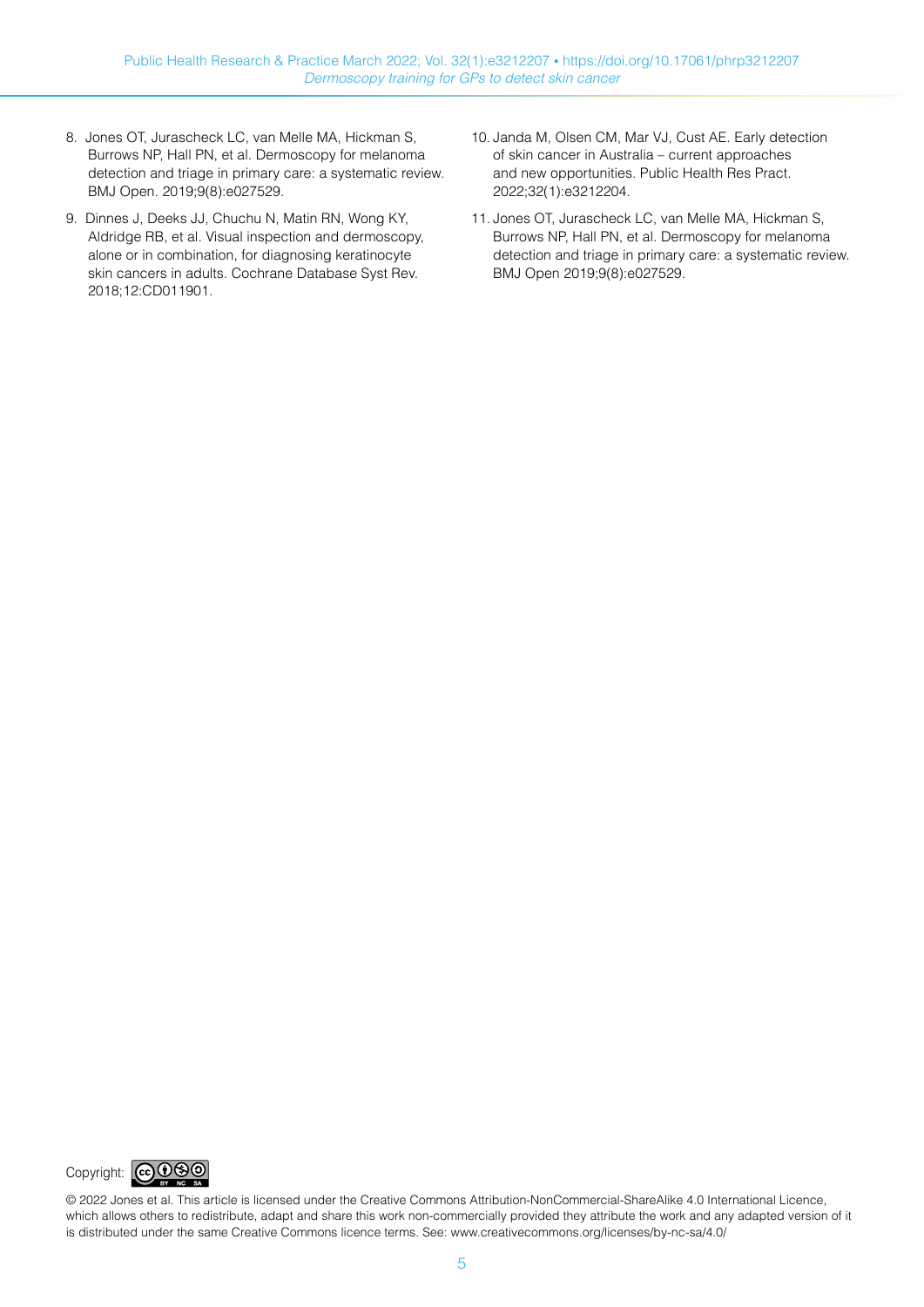8. Jones OT, Jurascheck LC, van Melle MA, Hickman S, Burrows NP, Hall PN, et al. Dermoscopy for melanoma detection and triage in primary care: a systematic review. BMJ Open. 2019;9(8):e027529.
9. Dinnes J, Deeks JJ, Chuchu N, Matin RN, Wong KY, Aldridge RB, et al. Visual inspection and dermoscopy, alone or in combination, for diagnosing keratinocyte skin cancers in adults. Cochrane Database Syst Rev. 2018;12:CD011901.
10. Janda M, Olsen CM, Mar VJ, Cust AE. Early detection of skin cancer in Australia – current approaches and new opportunities. Public Health Res Pract. 2022;32(1):e3212204.
11. Jones OT, Jurascheck LC, van Melle MA, Hickman S, Burrows NP, Hall PN, et al. Dermoscopy for melanoma detection and triage in primary care: a systematic review. BMJ Open 2019;9(8):e027529.

Copyright:

© 2022 Jones et al. This article is licensed under the Creative Commons Attribution-NonCommercial-ShareAlike 4.0 International Licence, which allows others to redistribute, adapt and share this work non-commercially provided they attribute the work and any adapted version of it is distributed under the same Creative Commons licence terms. See: www.creativecommons.org/licenses/by-nc-sa/4.0/